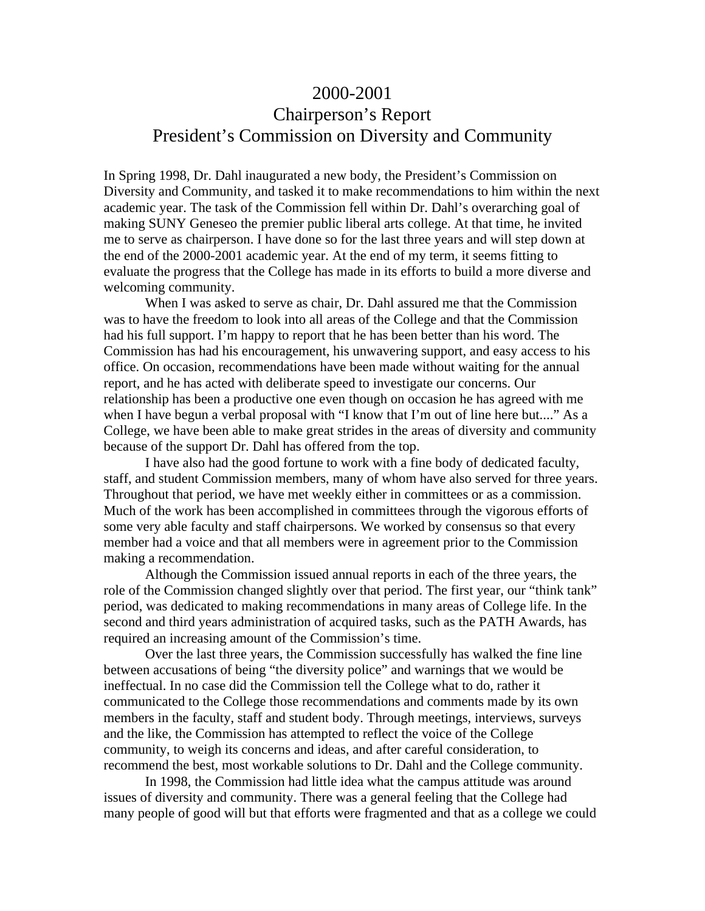# 2000-2001
# Chairperson's Report
# President's Commission on Diversity and Community

In Spring 1998, Dr. Dahl inaugurated a new body, the President's Commission on Diversity and Community, and tasked it to make recommendations to him within the next academic year. The task of the Commission fell within Dr. Dahl's overarching goal of making SUNY Geneseo the premier public liberal arts college. At that time, he invited me to serve as chairperson. I have done so for the last three years and will step down at the end of the 2000-2001 academic year. At the end of my term, it seems fitting to evaluate the progress that the College has made in its efforts to build a more diverse and welcoming community.

When I was asked to serve as chair, Dr. Dahl assured me that the Commission was to have the freedom to look into all areas of the College and that the Commission had his full support. I'm happy to report that he has been better than his word. The Commission has had his encouragement, his unwavering support, and easy access to his office. On occasion, recommendations have been made without waiting for the annual report, and he has acted with deliberate speed to investigate our concerns. Our relationship has been a productive one even though on occasion he has agreed with me when I have begun a verbal proposal with "I know that I'm out of line here but...." As a College, we have been able to make great strides in the areas of diversity and community because of the support Dr. Dahl has offered from the top.

I have also had the good fortune to work with a fine body of dedicated faculty, staff, and student Commission members, many of whom have also served for three years. Throughout that period, we have met weekly either in committees or as a commission. Much of the work has been accomplished in committees through the vigorous efforts of some very able faculty and staff chairpersons. We worked by consensus so that every member had a voice and that all members were in agreement prior to the Commission making a recommendation.

Although the Commission issued annual reports in each of the three years, the role of the Commission changed slightly over that period. The first year, our "think tank" period, was dedicated to making recommendations in many areas of College life. In the second and third years administration of acquired tasks, such as the PATH Awards, has required an increasing amount of the Commission's time.

Over the last three years, the Commission successfully has walked the fine line between accusations of being "the diversity police" and warnings that we would be ineffectual. In no case did the Commission tell the College what to do, rather it communicated to the College those recommendations and comments made by its own members in the faculty, staff and student body. Through meetings, interviews, surveys and the like, the Commission has attempted to reflect the voice of the College community, to weigh its concerns and ideas, and after careful consideration, to recommend the best, most workable solutions to Dr. Dahl and the College community.

In 1998, the Commission had little idea what the campus attitude was around issues of diversity and community. There was a general feeling that the College had many people of good will but that efforts were fragmented and that as a college we could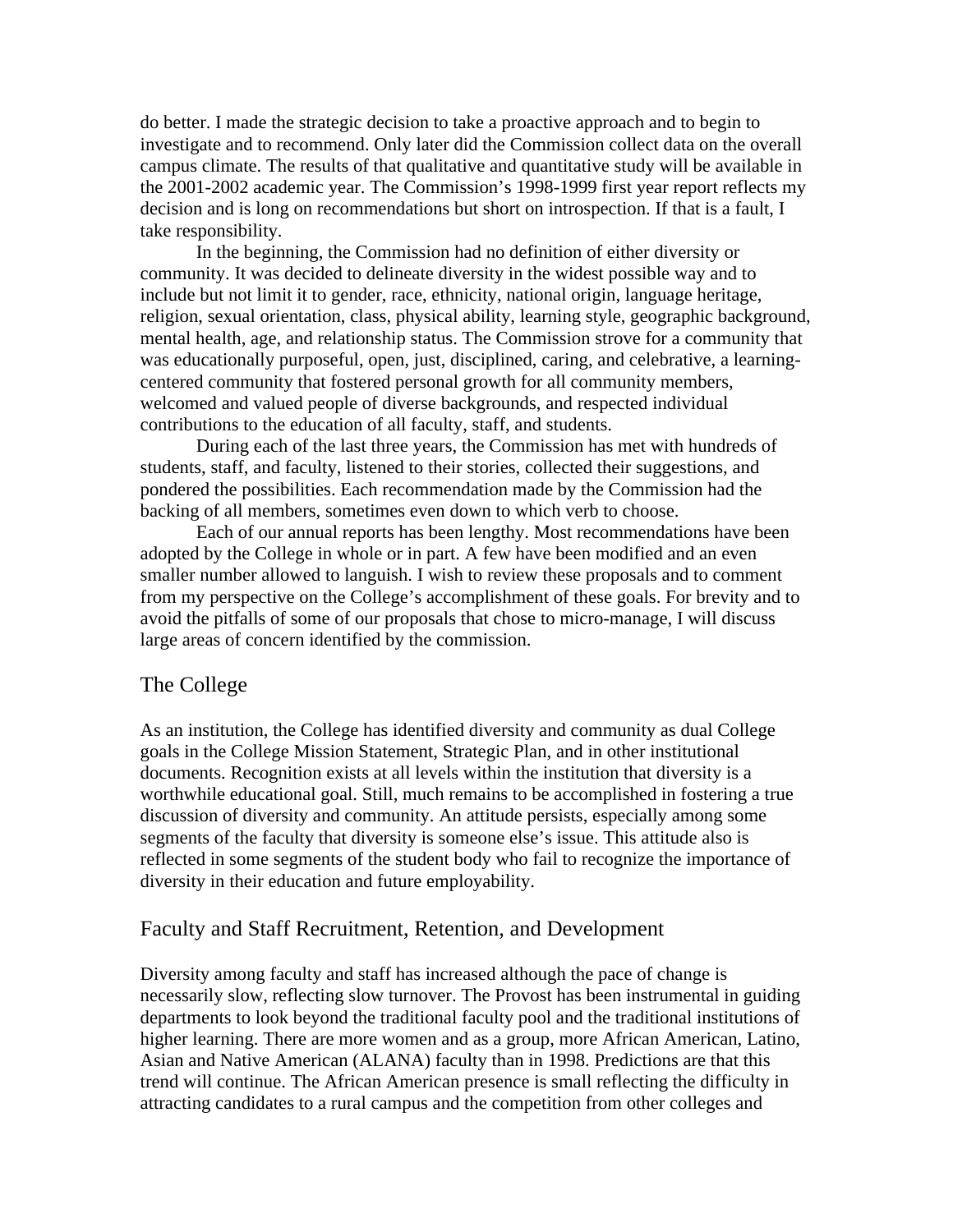do better. I made the strategic decision to take a proactive approach and to begin to investigate and to recommend. Only later did the Commission collect data on the overall campus climate. The results of that qualitative and quantitative study will be available in the 2001-2002 academic year. The Commission's 1998-1999 first year report reflects my decision and is long on recommendations but short on introspection. If that is a fault, I take responsibility.

In the beginning, the Commission had no definition of either diversity or community. It was decided to delineate diversity in the widest possible way and to include but not limit it to gender, race, ethnicity, national origin, language heritage, religion, sexual orientation, class, physical ability, learning style, geographic background, mental health, age, and relationship status. The Commission strove for a community that was educationally purposeful, open, just, disciplined, caring, and celebrative, a learning-centered community that fostered personal growth for all community members, welcomed and valued people of diverse backgrounds, and respected individual contributions to the education of all faculty, staff, and students.

During each of the last three years, the Commission has met with hundreds of students, staff, and faculty, listened to their stories, collected their suggestions, and pondered the possibilities. Each recommendation made by the Commission had the backing of all members, sometimes even down to which verb to choose.

Each of our annual reports has been lengthy. Most recommendations have been adopted by the College in whole or in part. A few have been modified and an even smaller number allowed to languish. I wish to review these proposals and to comment from my perspective on the College's accomplishment of these goals. For brevity and to avoid the pitfalls of some of our proposals that chose to micro-manage, I will discuss large areas of concern identified by the commission.

## The College

As an institution, the College has identified diversity and community as dual College goals in the College Mission Statement, Strategic Plan, and in other institutional documents. Recognition exists at all levels within the institution that diversity is a worthwhile educational goal. Still, much remains to be accomplished in fostering a true discussion of diversity and community. An attitude persists, especially among some segments of the faculty that diversity is someone else's issue. This attitude also is reflected in some segments of the student body who fail to recognize the importance of diversity in their education and future employability.

## Faculty and Staff Recruitment, Retention, and Development

Diversity among faculty and staff has increased although the pace of change is necessarily slow, reflecting slow turnover. The Provost has been instrumental in guiding departments to look beyond the traditional faculty pool and the traditional institutions of higher learning. There are more women and as a group, more African American, Latino, Asian and Native American (ALANA) faculty than in 1998. Predictions are that this trend will continue. The African American presence is small reflecting the difficulty in attracting candidates to a rural campus and the competition from other colleges and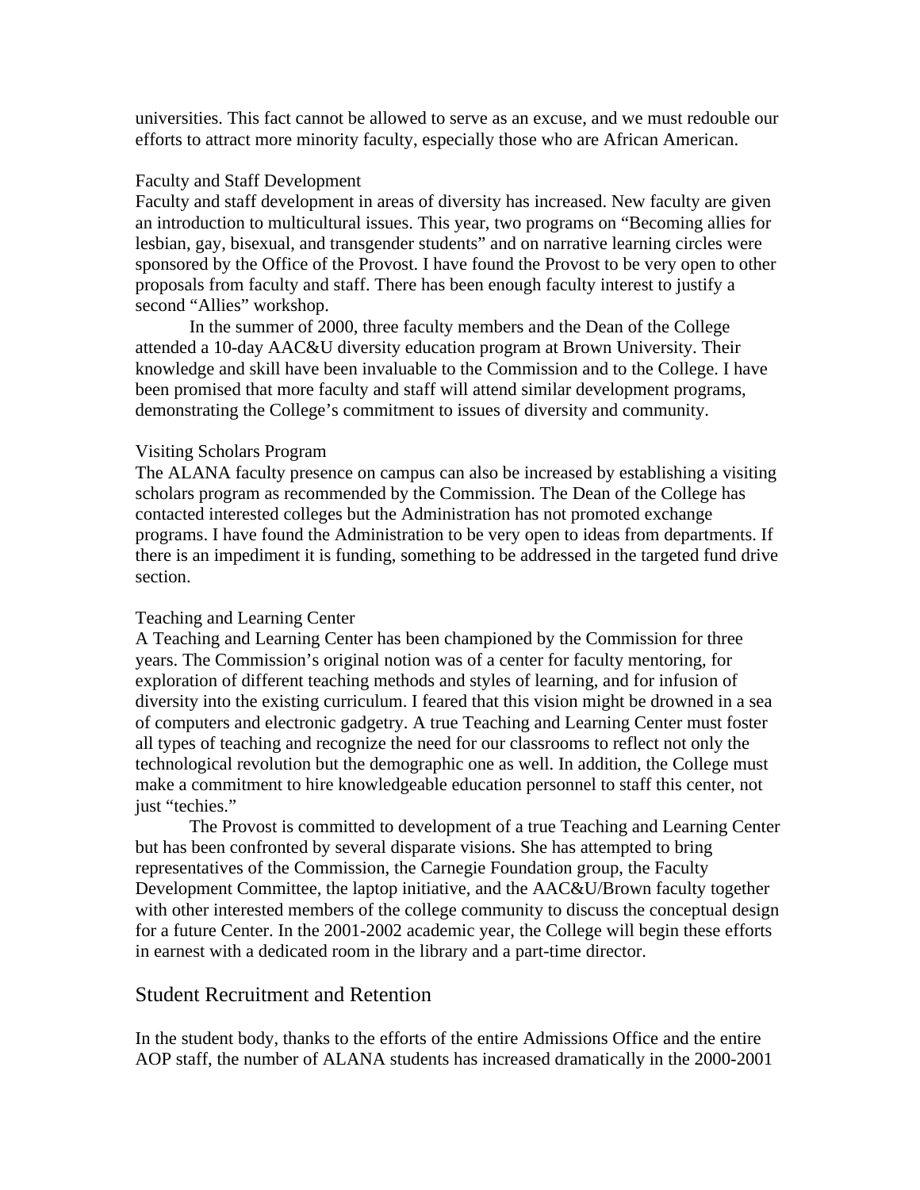universities. This fact cannot be allowed to serve as an excuse, and we must redouble our efforts to attract more minority faculty, especially those who are African American.

### Faculty and Staff Development

Faculty and staff development in areas of diversity has increased. New faculty are given an introduction to multicultural issues. This year, two programs on "Becoming allies for lesbian, gay, bisexual, and transgender students" and on narrative learning circles were sponsored by the Office of the Provost. I have found the Provost to be very open to other proposals from faculty and staff. There has been enough faculty interest to justify a second "Allies" workshop.

In the summer of 2000, three faculty members and the Dean of the College attended a 10-day AAC&U diversity education program at Brown University. Their knowledge and skill have been invaluable to the Commission and to the College. I have been promised that more faculty and staff will attend similar development programs, demonstrating the College's commitment to issues of diversity and community.

### Visiting Scholars Program

The ALANA faculty presence on campus can also be increased by establishing a visiting scholars program as recommended by the Commission. The Dean of the College has contacted interested colleges but the Administration has not promoted exchange programs. I have found the Administration to be very open to ideas from departments. If there is an impediment it is funding, something to be addressed in the targeted fund drive section.

### Teaching and Learning Center

A Teaching and Learning Center has been championed by the Commission for three years. The Commission's original notion was of a center for faculty mentoring, for exploration of different teaching methods and styles of learning, and for infusion of diversity into the existing curriculum. I feared that this vision might be drowned in a sea of computers and electronic gadgetry. A true Teaching and Learning Center must foster all types of teaching and recognize the need for our classrooms to reflect not only the technological revolution but the demographic one as well. In addition, the College must make a commitment to hire knowledgeable education personnel to staff this center, not just "techies."

The Provost is committed to development of a true Teaching and Learning Center but has been confronted by several disparate visions. She has attempted to bring representatives of the Commission, the Carnegie Foundation group, the Faculty Development Committee, the laptop initiative, and the AAC&U/Brown faculty together with other interested members of the college community to discuss the conceptual design for a future Center. In the 2001-2002 academic year, the College will begin these efforts in earnest with a dedicated room in the library and a part-time director.

## Student Recruitment and Retention

In the student body, thanks to the efforts of the entire Admissions Office and the entire AOP staff, the number of ALANA students has increased dramatically in the 2000-2001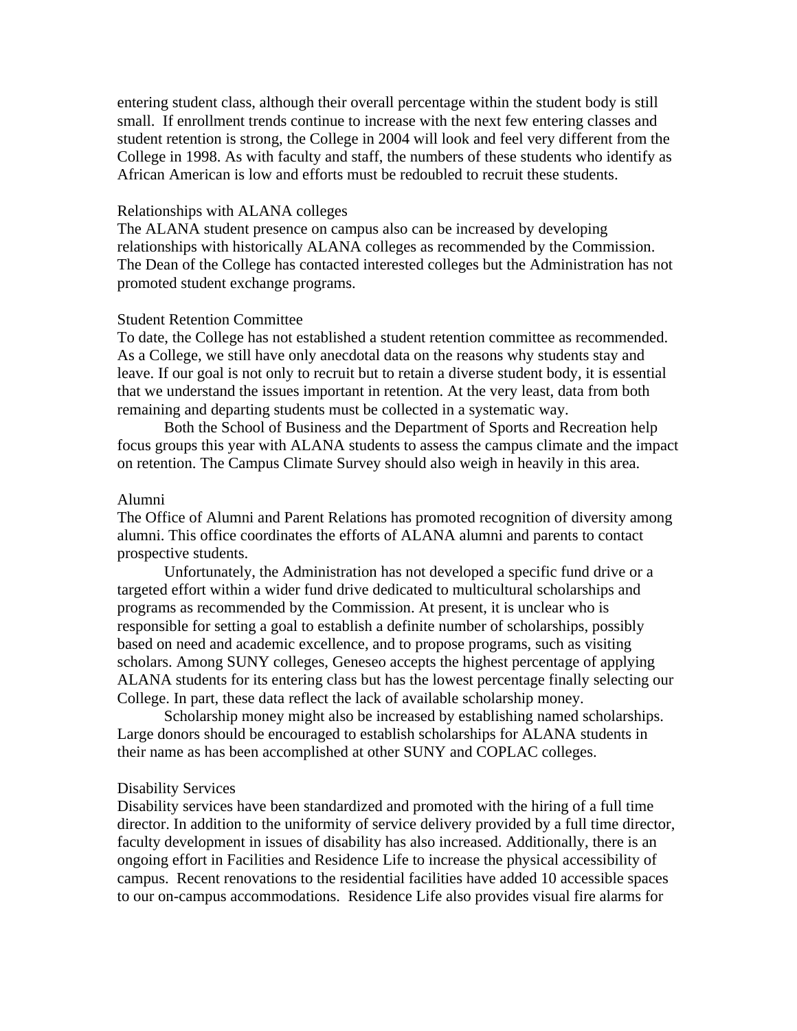entering student class, although their overall percentage within the student body is still small. If enrollment trends continue to increase with the next few entering classes and student retention is strong, the College in 2004 will look and feel very different from the College in 1998. As with faculty and staff, the numbers of these students who identify as African American is low and efforts must be redoubled to recruit these students.

### Relationships with ALANA colleges

The ALANA student presence on campus also can be increased by developing relationships with historically ALANA colleges as recommended by the Commission. The Dean of the College has contacted interested colleges but the Administration has not promoted student exchange programs.

### Student Retention Committee

To date, the College has not established a student retention committee as recommended. As a College, we still have only anecdotal data on the reasons why students stay and leave. If our goal is not only to recruit but to retain a diverse student body, it is essential that we understand the issues important in retention. At the very least, data from both remaining and departing students must be collected in a systematic way.

Both the School of Business and the Department of Sports and Recreation help focus groups this year with ALANA students to assess the campus climate and the impact on retention. The Campus Climate Survey should also weigh in heavily in this area.

### Alumni

The Office of Alumni and Parent Relations has promoted recognition of diversity among alumni. This office coordinates the efforts of ALANA alumni and parents to contact prospective students.

Unfortunately, the Administration has not developed a specific fund drive or a targeted effort within a wider fund drive dedicated to multicultural scholarships and programs as recommended by the Commission. At present, it is unclear who is responsible for setting a goal to establish a definite number of scholarships, possibly based on need and academic excellence, and to propose programs, such as visiting scholars. Among SUNY colleges, Geneseo accepts the highest percentage of applying ALANA students for its entering class but has the lowest percentage finally selecting our College. In part, these data reflect the lack of available scholarship money.

Scholarship money might also be increased by establishing named scholarships. Large donors should be encouraged to establish scholarships for ALANA students in their name as has been accomplished at other SUNY and COPLAC colleges.

### Disability Services

Disability services have been standardized and promoted with the hiring of a full time director. In addition to the uniformity of service delivery provided by a full time director, faculty development in issues of disability has also increased. Additionally, there is an ongoing effort in Facilities and Residence Life to increase the physical accessibility of campus. Recent renovations to the residential facilities have added 10 accessible spaces to our on-campus accommodations. Residence Life also provides visual fire alarms for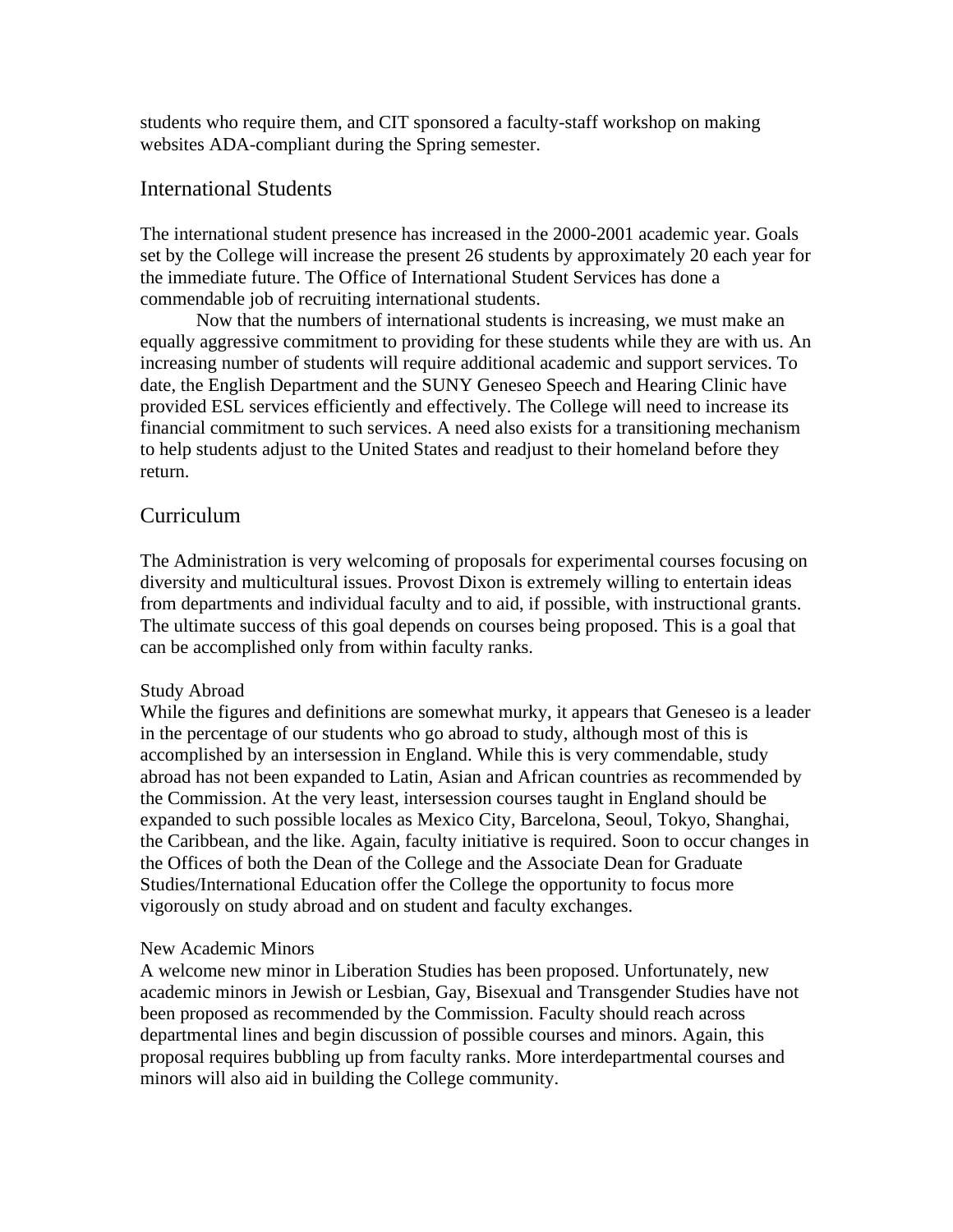students who require them, and CIT sponsored a faculty-staff workshop on making websites ADA-compliant during the Spring semester.

## International Students

The international student presence has increased in the 2000-2001 academic year. Goals set by the College will increase the present 26 students by approximately 20 each year for the immediate future. The Office of International Student Services has done a commendable job of recruiting international students.

Now that the numbers of international students is increasing, we must make an equally aggressive commitment to providing for these students while they are with us. An increasing number of students will require additional academic and support services. To date, the English Department and the SUNY Geneseo Speech and Hearing Clinic have provided ESL services efficiently and effectively. The College will need to increase its financial commitment to such services. A need also exists for a transitioning mechanism to help students adjust to the United States and readjust to their homeland before they return.

## Curriculum

The Administration is very welcoming of proposals for experimental courses focusing on diversity and multicultural issues. Provost Dixon is extremely willing to entertain ideas from departments and individual faculty and to aid, if possible, with instructional grants. The ultimate success of this goal depends on courses being proposed. This is a goal that can be accomplished only from within faculty ranks.

### Study Abroad

While the figures and definitions are somewhat murky, it appears that Geneseo is a leader in the percentage of our students who go abroad to study, although most of this is accomplished by an intersession in England. While this is very commendable, study abroad has not been expanded to Latin, Asian and African countries as recommended by the Commission. At the very least, intersession courses taught in England should be expanded to such possible locales as Mexico City, Barcelona, Seoul, Tokyo, Shanghai, the Caribbean, and the like. Again, faculty initiative is required. Soon to occur changes in the Offices of both the Dean of the College and the Associate Dean for Graduate Studies/International Education offer the College the opportunity to focus more vigorously on study abroad and on student and faculty exchanges.

### New Academic Minors

A welcome new minor in Liberation Studies has been proposed. Unfortunately, new academic minors in Jewish or Lesbian, Gay, Bisexual and Transgender Studies have not been proposed as recommended by the Commission. Faculty should reach across departmental lines and begin discussion of possible courses and minors. Again, this proposal requires bubbling up from faculty ranks. More interdepartmental courses and minors will also aid in building the College community.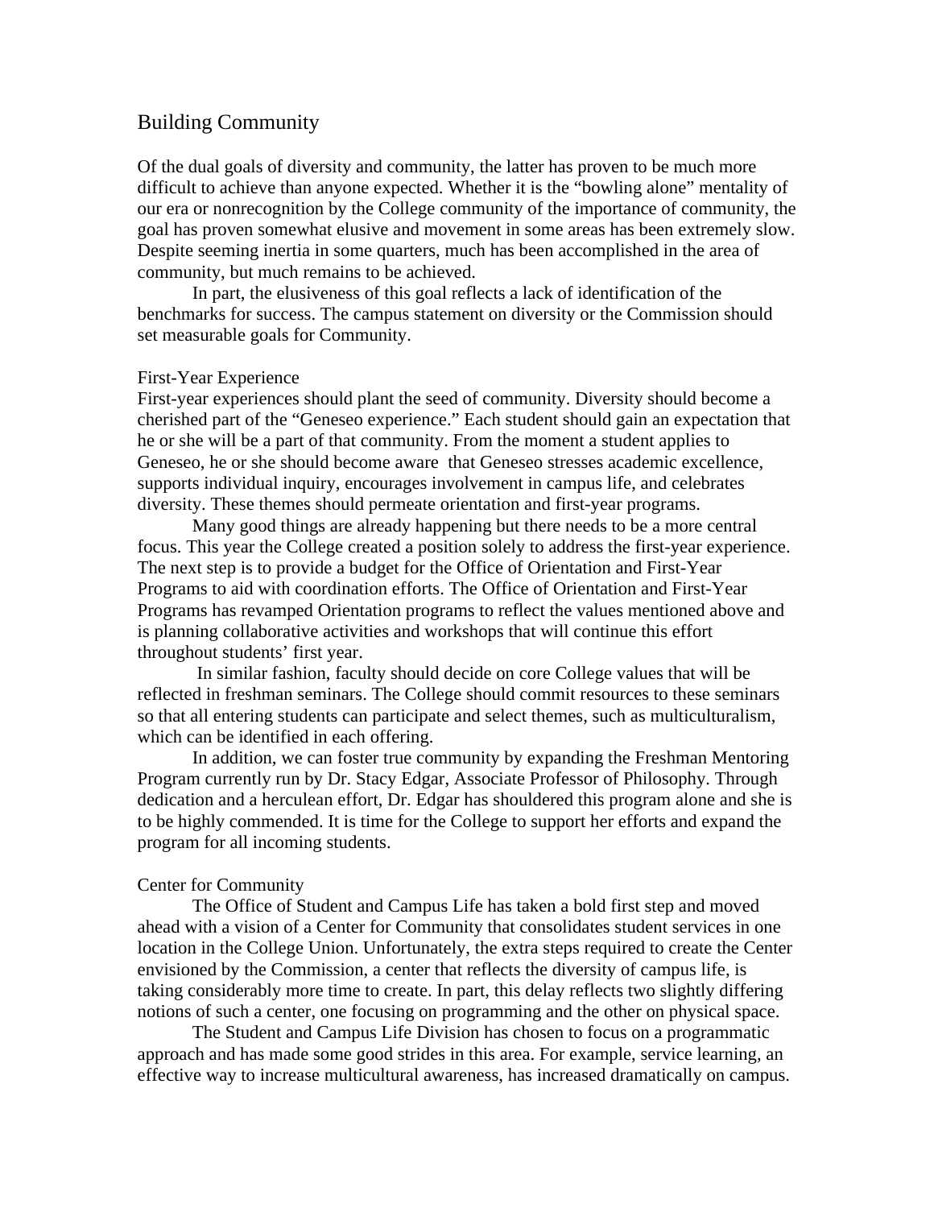## Building Community

Of the dual goals of diversity and community, the latter has proven to be much more difficult to achieve than anyone expected. Whether it is the "bowling alone" mentality of our era or nonrecognition by the College community of the importance of community, the goal has proven somewhat elusive and movement in some areas has been extremely slow. Despite seeming inertia in some quarters, much has been accomplished in the area of community, but much remains to be achieved.

In part, the elusiveness of this goal reflects a lack of identification of the benchmarks for success. The campus statement on diversity or the Commission should set measurable goals for Community.

### First-Year Experience

First-year experiences should plant the seed of community. Diversity should become a cherished part of the "Geneseo experience." Each student should gain an expectation that he or she will be a part of that community. From the moment a student applies to Geneseo, he or she should become aware that Geneseo stresses academic excellence, supports individual inquiry, encourages involvement in campus life, and celebrates diversity. These themes should permeate orientation and first-year programs.

Many good things are already happening but there needs to be a more central focus. This year the College created a position solely to address the first-year experience. The next step is to provide a budget for the Office of Orientation and First-Year Programs to aid with coordination efforts. The Office of Orientation and First-Year Programs has revamped Orientation programs to reflect the values mentioned above and is planning collaborative activities and workshops that will continue this effort throughout students' first year.

In similar fashion, faculty should decide on core College values that will be reflected in freshman seminars. The College should commit resources to these seminars so that all entering students can participate and select themes, such as multiculturalism, which can be identified in each offering.

In addition, we can foster true community by expanding the Freshman Mentoring Program currently run by Dr. Stacy Edgar, Associate Professor of Philosophy. Through dedication and a herculean effort, Dr. Edgar has shouldered this program alone and she is to be highly commended. It is time for the College to support her efforts and expand the program for all incoming students.

### Center for Community

The Office of Student and Campus Life has taken a bold first step and moved ahead with a vision of a Center for Community that consolidates student services in one location in the College Union. Unfortunately, the extra steps required to create the Center envisioned by the Commission, a center that reflects the diversity of campus life, is taking considerably more time to create. In part, this delay reflects two slightly differing notions of such a center, one focusing on programming and the other on physical space.

The Student and Campus Life Division has chosen to focus on a programmatic approach and has made some good strides in this area. For example, service learning, an effective way to increase multicultural awareness, has increased dramatically on campus.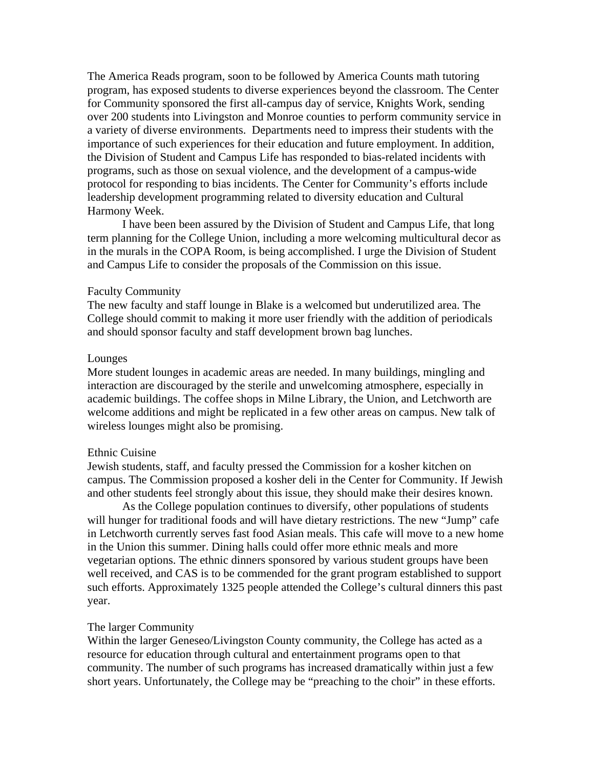The America Reads program, soon to be followed by America Counts math tutoring program, has exposed students to diverse experiences beyond the classroom. The Center for Community sponsored the first all-campus day of service, Knights Work, sending over 200 students into Livingston and Monroe counties to perform community service in a variety of diverse environments. Departments need to impress their students with the importance of such experiences for their education and future employment. In addition, the Division of Student and Campus Life has responded to bias-related incidents with programs, such as those on sexual violence, and the development of a campus-wide protocol for responding to bias incidents. The Center for Community's efforts include leadership development programming related to diversity education and Cultural Harmony Week.

I have been been assured by the Division of Student and Campus Life, that long term planning for the College Union, including a more welcoming multicultural decor as in the murals in the COPA Room, is being accomplished. I urge the Division of Student and Campus Life to consider the proposals of the Commission on this issue.

### Faculty Community

The new faculty and staff lounge in Blake is a welcomed but underutilized area. The College should commit to making it more user friendly with the addition of periodicals and should sponsor faculty and staff development brown bag lunches.

### Lounges

More student lounges in academic areas are needed. In many buildings, mingling and interaction are discouraged by the sterile and unwelcoming atmosphere, especially in academic buildings. The coffee shops in Milne Library, the Union, and Letchworth are welcome additions and might be replicated in a few other areas on campus. New talk of wireless lounges might also be promising.

### Ethnic Cuisine

Jewish students, staff, and faculty pressed the Commission for a kosher kitchen on campus. The Commission proposed a kosher deli in the Center for Community. If Jewish and other students feel strongly about this issue, they should make their desires known.

As the College population continues to diversify, other populations of students will hunger for traditional foods and will have dietary restrictions. The new "Jump" cafe in Letchworth currently serves fast food Asian meals. This cafe will move to a new home in the Union this summer. Dining halls could offer more ethnic meals and more vegetarian options. The ethnic dinners sponsored by various student groups have been well received, and CAS is to be commended for the grant program established to support such efforts. Approximately 1325 people attended the College's cultural dinners this past year.

### The larger Community

Within the larger Geneseo/Livingston County community, the College has acted as a resource for education through cultural and entertainment programs open to that community. The number of such programs has increased dramatically within just a few short years. Unfortunately, the College may be "preaching to the choir" in these efforts.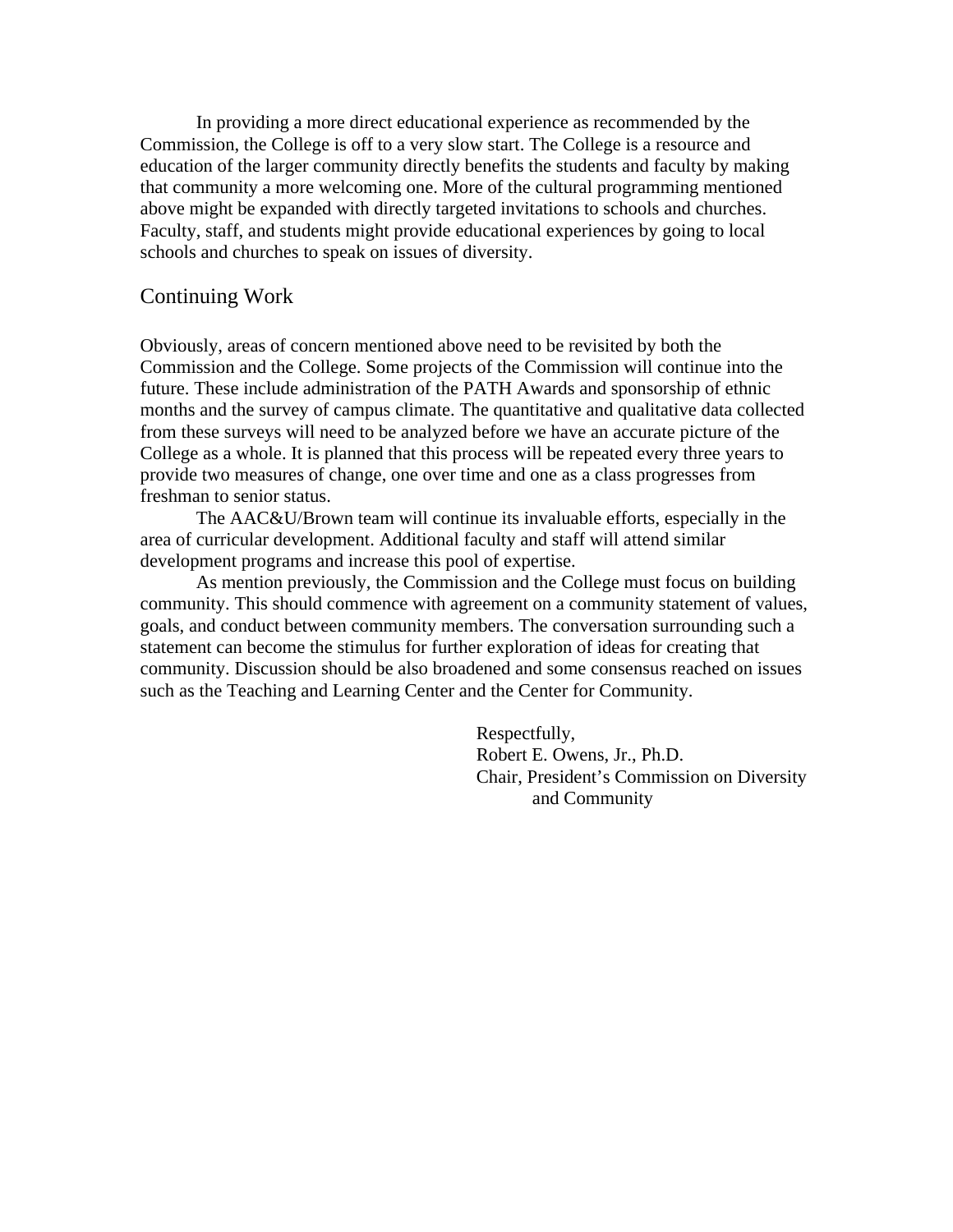In providing a more direct educational experience as recommended by the Commission, the College is off to a very slow start. The College is a resource and education of the larger community directly benefits the students and faculty by making that community a more welcoming one. More of the cultural programming mentioned above might be expanded with directly targeted invitations to schools and churches. Faculty, staff, and students might provide educational experiences by going to local schools and churches to speak on issues of diversity.

## Continuing Work

Obviously, areas of concern mentioned above need to be revisited by both the Commission and the College. Some projects of the Commission will continue into the future. These include administration of the PATH Awards and sponsorship of ethnic months and the survey of campus climate. The quantitative and qualitative data collected from these surveys will need to be analyzed before we have an accurate picture of the College as a whole. It is planned that this process will be repeated every three years to provide two measures of change, one over time and one as a class progresses from freshman to senior status.

The AAC&U/Brown team will continue its invaluable efforts, especially in the area of curricular development. Additional faculty and staff will attend similar development programs and increase this pool of expertise.

As mention previously, the Commission and the College must focus on building community. This should commence with agreement on a community statement of values, goals, and conduct between community members. The conversation surrounding such a statement can become the stimulus for further exploration of ideas for creating that community. Discussion should be also broadened and some consensus reached on issues such as the Teaching and Learning Center and the Center for Community.

Respectfully,
Robert E. Owens, Jr., Ph.D.
Chair, President's Commission on Diversity and Community